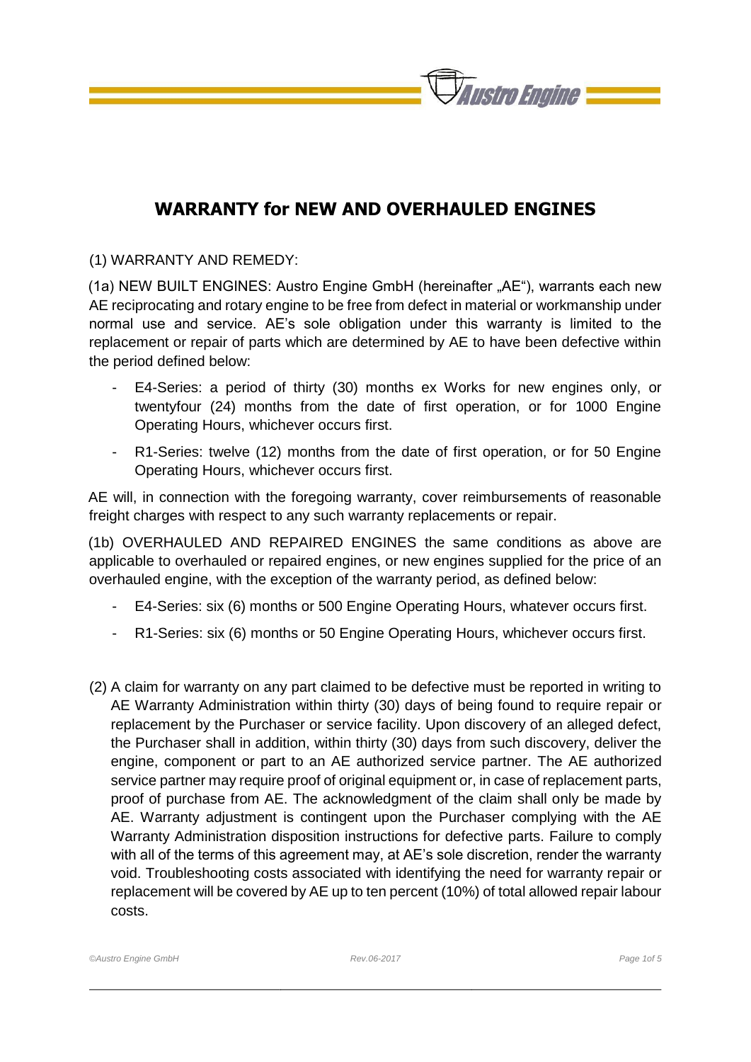# WARRANTY for NEW AND OVERHAULED ENGINES

(1) WARRANTY AND REMEDY:

(1a) NEW BUILT ENGINES: Austro Engine GmbH (hereinafter „AE“), warrants each new AE reciprocating and rotary engine to be free from defect in material or workmanship under normal use and service. AE’s sole obligation under this warranty is limited to the replacement or repair of parts which are determined by AE to have been defective within the period defined below:

- E4-Series: a period of thirty (30) months ex Works for new engines only, or twentyfour (24) months from the date of first operation, or for 1000 Engine Operating Hours, whichever occurs first.
- R1-Series: twelve (12) months from the date of first operation, or for 50 Engine Operating Hours, whichever occurs first.

AE will, in connection with the foregoing warranty, cover reimbursements of reasonable freight charges with respect to any such warranty replacements or repair.

(1b) OVERHAULED AND REPAIRED ENGINES the same conditions as above are applicable to overhauled or repaired engines, or new engines supplied for the price of an overhauled engine, with the exception of the warranty period, as defined below:

- E4-Series: six (6) months or 500 Engine Operating Hours, whatever occurs first.
- R1-Series: six (6) months or 50 Engine Operating Hours, whichever occurs first.

(2) A claim for warranty on any part claimed to be defective must be reported in writing to AE Warranty Administration within thirty (30) days of being found to require repair or replacement by the Purchaser or service facility. Upon discovery of an alleged defect, the Purchaser shall in addition, within thirty (30) days from such discovery, deliver the engine, component or part to an AE authorized service partner. The AE authorized service partner may require proof of original equipment or, in case of replacement parts, proof of purchase from AE. The acknowledgment of the claim shall only be made by AE. Warranty adjustment is contingent upon the Purchaser complying with the AE Warranty Administration disposition instructions for defective parts. Failure to comply with all of the terms of this agreement may, at AE’s sole discretion, render the warranty void. Troubleshooting costs associated with identifying the need for warranty repair or replacement will be covered by AE up to ten percent (10%) of total allowed repair labour costs.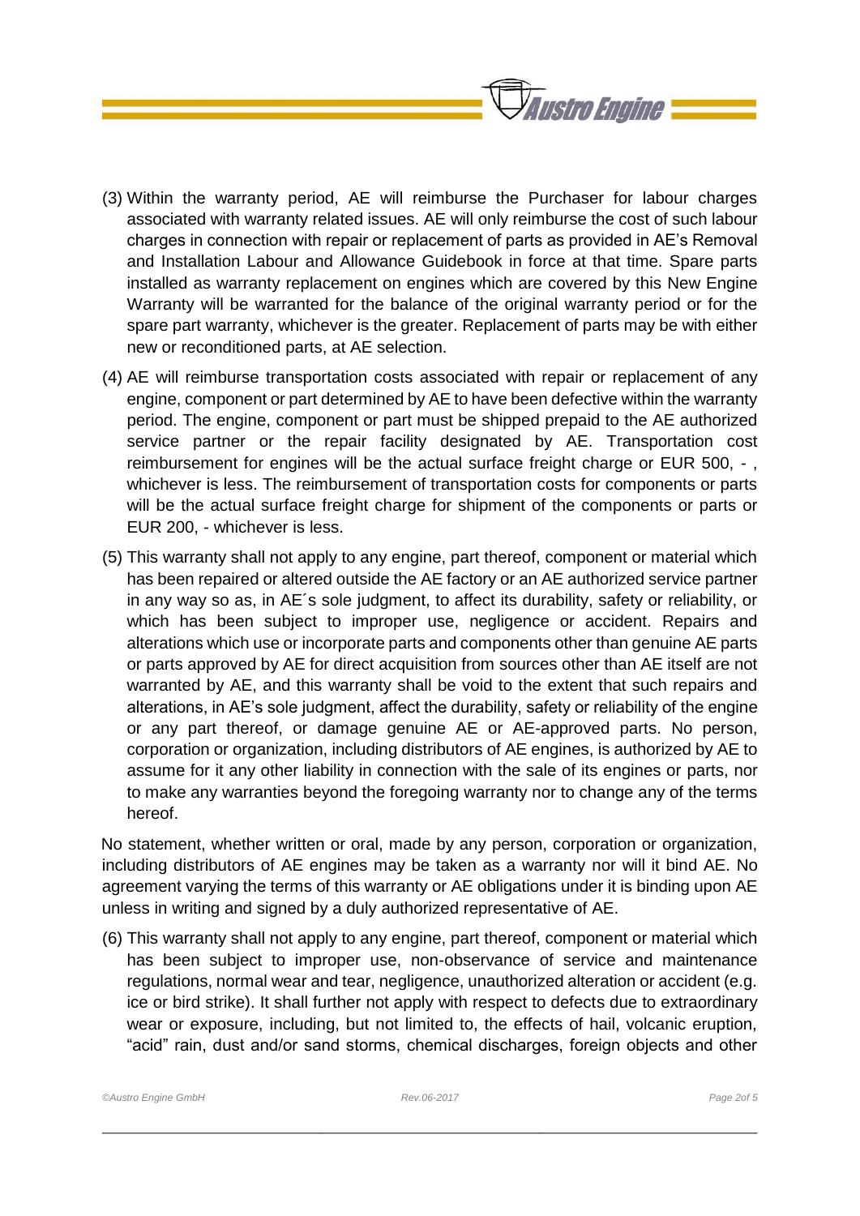(3) Within the warranty period, AE will reimburse the Purchaser for labour charges associated with warranty related issues. AE will only reimburse the cost of such labour charges in connection with repair or replacement of parts as provided in AE's Removal and Installation Labour and Allowance Guidebook in force at that time. Spare parts installed as warranty replacement on engines which are covered by this New Engine Warranty will be warranted for the balance of the original warranty period or for the spare part warranty, whichever is the greater. Replacement of parts may be with either new or reconditioned parts, at AE selection.

(4) AE will reimburse transportation costs associated with repair or replacement of any engine, component or part determined by AE to have been defective within the warranty period. The engine, component or part must be shipped prepaid to the AE authorized service partner or the repair facility designated by AE. Transportation cost reimbursement for engines will be the actual surface freight charge or EUR 500, - , whichever is less. The reimbursement of transportation costs for components or parts will be the actual surface freight charge for shipment of the components or parts or EUR 200, - whichever is less.

(5) This warranty shall not apply to any engine, part thereof, component or material which has been repaired or altered outside the AE factory or an AE authorized service partner in any way so as, in AE´s sole judgment, to affect its durability, safety or reliability, or which has been subject to improper use, negligence or accident. Repairs and alterations which use or incorporate parts and components other than genuine AE parts or parts approved by AE for direct acquisition from sources other than AE itself are not warranted by AE, and this warranty shall be void to the extent that such repairs and alterations, in AE's sole judgment, affect the durability, safety or reliability of the engine or any part thereof, or damage genuine AE or AE-approved parts. No person, corporation or organization, including distributors of AE engines, is authorized by AE to assume for it any other liability in connection with the sale of its engines or parts, nor to make any warranties beyond the foregoing warranty nor to change any of the terms hereof.

No statement, whether written or oral, made by any person, corporation or organization, including distributors of AE engines may be taken as a warranty nor will it bind AE. No agreement varying the terms of this warranty or AE obligations under it is binding upon AE unless in writing and signed by a duly authorized representative of AE.

(6) This warranty shall not apply to any engine, part thereof, component or material which has been subject to improper use, non-observance of service and maintenance regulations, normal wear and tear, negligence, unauthorized alteration or accident (e.g. ice or bird strike). It shall further not apply with respect to defects due to extraordinary wear or exposure, including, but not limited to, the effects of hail, volcanic eruption, "acid" rain, dust and/or sand storms, chemical discharges, foreign objects and other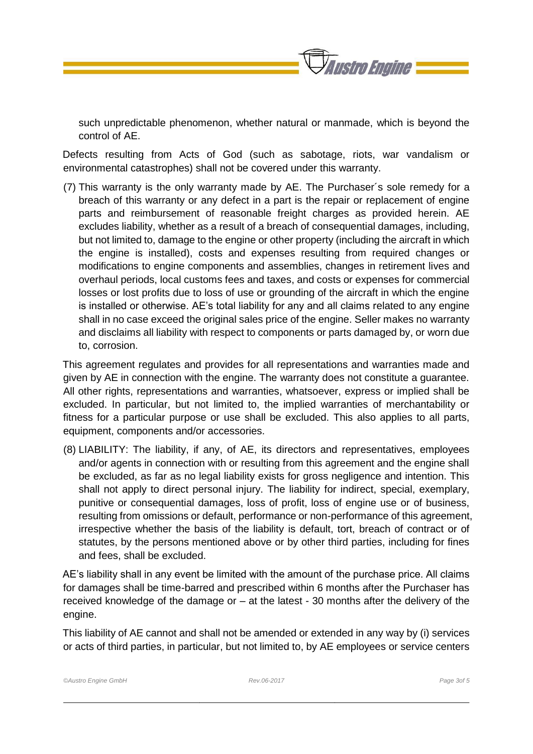such unpredictable phenomenon, whether natural or manmade, which is beyond the control of AE.

Defects resulting from Acts of God (such as sabotage, riots, war vandalism or environmental catastrophes) shall not be covered under this warranty.

(7) This warranty is the only warranty made by AE. The Purchaser´s sole remedy for a breach of this warranty or any defect in a part is the repair or replacement of engine parts and reimbursement of reasonable freight charges as provided herein. AE excludes liability, whether as a result of a breach of consequential damages, including, but not limited to, damage to the engine or other property (including the aircraft in which the engine is installed), costs and expenses resulting from required changes or modifications to engine components and assemblies, changes in retirement lives and overhaul periods, local customs fees and taxes, and costs or expenses for commercial losses or lost profits due to loss of use or grounding of the aircraft in which the engine is installed or otherwise. AE's total liability for any and all claims related to any engine shall in no case exceed the original sales price of the engine. Seller makes no warranty and disclaims all liability with respect to components or parts damaged by, or worn due to, corrosion.

This agreement regulates and provides for all representations and warranties made and given by AE in connection with the engine. The warranty does not constitute a guarantee. All other rights, representations and warranties, whatsoever, express or implied shall be excluded. In particular, but not limited to, the implied warranties of merchantability or fitness for a particular purpose or use shall be excluded. This also applies to all parts, equipment, components and/or accessories.

(8) LIABILITY: The liability, if any, of AE, its directors and representatives, employees and/or agents in connection with or resulting from this agreement and the engine shall be excluded, as far as no legal liability exists for gross negligence and intention. This shall not apply to direct personal injury. The liability for indirect, special, exemplary, punitive or consequential damages, loss of profit, loss of engine use or of business, resulting from omissions or default, performance or non-performance of this agreement, irrespective whether the basis of the liability is default, tort, breach of contract or of statutes, by the persons mentioned above or by other third parties, including for fines and fees, shall be excluded.

AE's liability shall in any event be limited with the amount of the purchase price. All claims for damages shall be time-barred and prescribed within 6 months after the Purchaser has received knowledge of the damage or – at the latest - 30 months after the delivery of the engine.

This liability of AE cannot and shall not be amended or extended in any way by (i) services or acts of third parties, in particular, but not limited to, by AE employees or service centers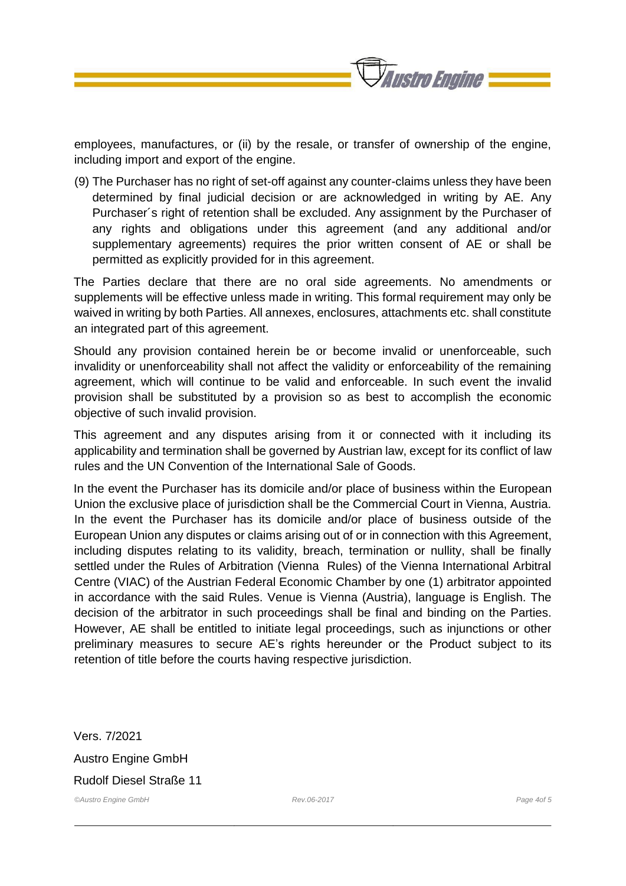employees, manufactures, or (ii) by the resale, or transfer of ownership of the engine, including import and export of the engine.

(9) The Purchaser has no right of set-off against any counter-claims unless they have been determined by final judicial decision or are acknowledged in writing by AE. Any Purchaser´s right of retention shall be excluded. Any assignment by the Purchaser of any rights and obligations under this agreement (and any additional and/or supplementary agreements) requires the prior written consent of AE or shall be permitted as explicitly provided for in this agreement.

The Parties declare that there are no oral side agreements. No amendments or supplements will be effective unless made in writing. This formal requirement may only be waived in writing by both Parties. All annexes, enclosures, attachments etc. shall constitute an integrated part of this agreement.

Should any provision contained herein be or become invalid or unenforceable, such invalidity or unenforceability shall not affect the validity or enforceability of the remaining agreement, which will continue to be valid and enforceable. In such event the invalid provision shall be substituted by a provision so as best to accomplish the economic objective of such invalid provision.

This agreement and any disputes arising from it or connected with it including its applicability and termination shall be governed by Austrian law, except for its conflict of law rules and the UN Convention of the International Sale of Goods.

In the event the Purchaser has its domicile and/or place of business within the European Union the exclusive place of jurisdiction shall be the Commercial Court in Vienna, Austria. In the event the Purchaser has its domicile and/or place of business outside of the European Union any disputes or claims arising out of or in connection with this Agreement, including disputes relating to its validity, breach, termination or nullity, shall be finally settled under the Rules of Arbitration (Vienna Rules) of the Vienna International Arbitral Centre (VIAC) of the Austrian Federal Economic Chamber by one (1) arbitrator appointed in accordance with the said Rules. Venue is Vienna (Austria), language is English. The decision of the arbitrator in such proceedings shall be final and binding on the Parties. However, AE shall be entitled to initiate legal proceedings, such as injunctions or other preliminary measures to secure AE's rights hereunder or the Product subject to its retention of title before the courts having respective jurisdiction.

Vers. 7/2021

Austro Engine GmbH

Rudolf Diesel Straße 11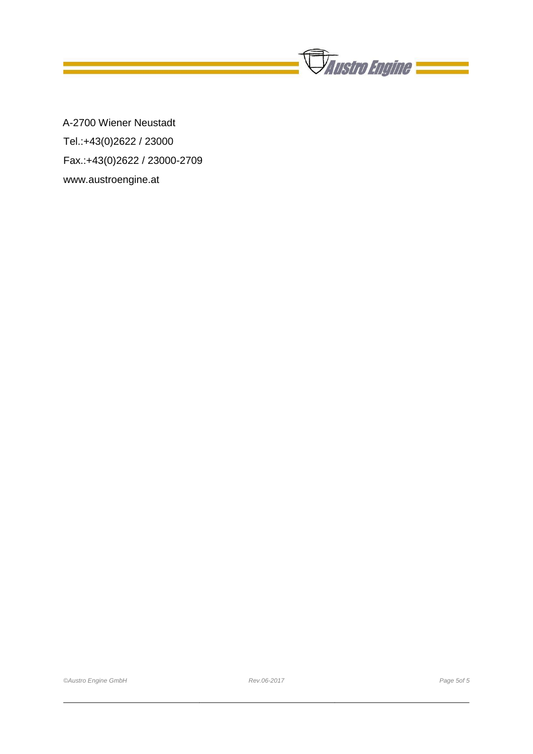A-2700 Wiener Neustadt

Tel.:+43(0)2622 / 23000

Fax.:+43(0)2622 / 23000-2709

www.austroengine.at